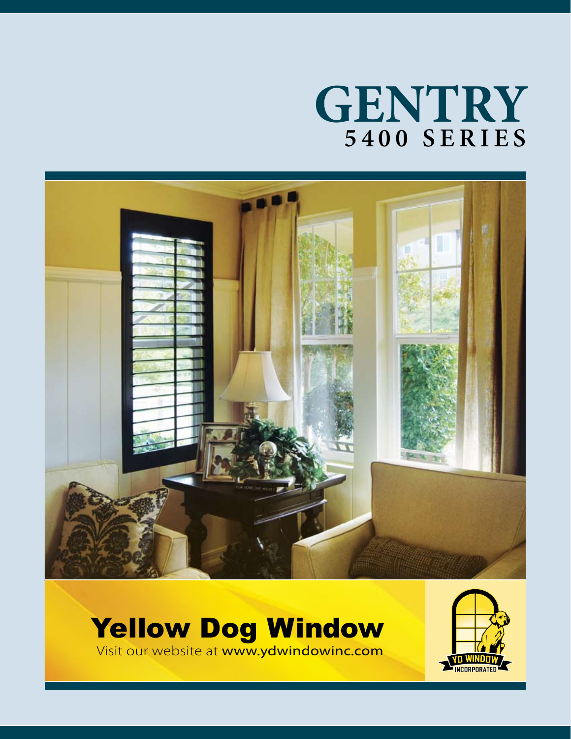# GENTRY
## 5400 SERIES

**Yellow Dog Window**

Visit our website at **www.ydwindowinc.com**

YD WINDOW INCORPORATED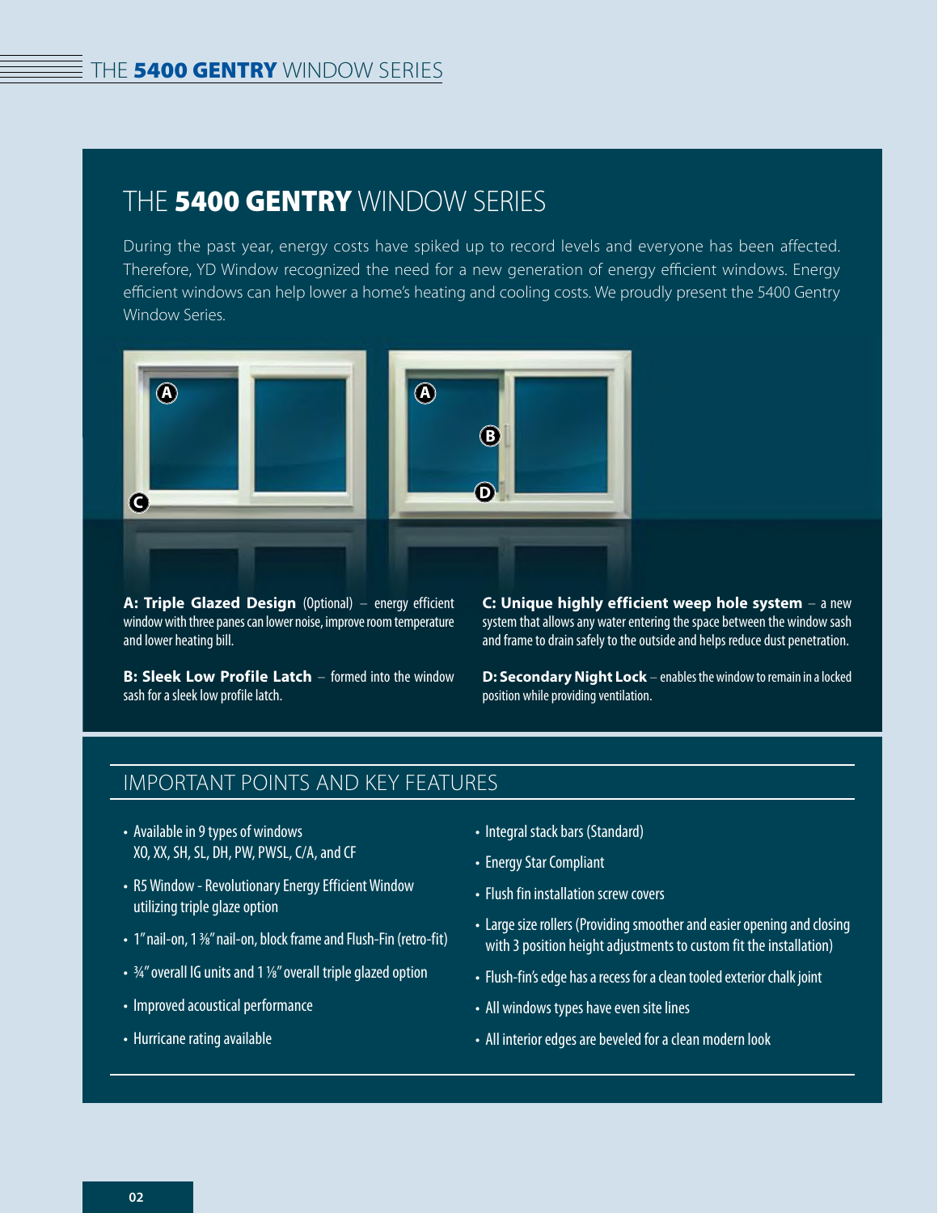# THE **5400 GENTRY** WINDOW SERIES

During the past year, energy costs have spiked up to record levels and everyone has been affected. Therefore, YD Window recognized the need for a new generation of energy efficient windows. Energy efficient windows can help lower a home's heating and cooling costs. We proudly present the 5400 Gentry Window Series.

**A: Triple Glazed Design** (Optional) – energy efficient window with three panes can lower noise, improve room temperature and lower heating bill.

**B: Sleek Low Profile Latch** – formed into the window sash for a sleek low profile latch.

**C: Unique highly efficient weep hole system** – a new system that allows any water entering the space between the window sash and frame to drain safely to the outside and helps reduce dust penetration.

**D: Secondary Night Lock** – enables the window to remain in a locked position while providing ventilation.

## IMPORTANT POINTS AND KEY FEATURES

- Available in 9 types of windows
  XO, XX, SH, SL, DH, PW, PWSL, C/A, and CF
- R5 Window - Revolutionary Energy Efficient Window utilizing triple glaze option
- 1" nail-on, 1 ⅜" nail-on, block frame and Flush-Fin (retro-fit)
- ¾" overall IG units and 1 ⅛" overall triple glazed option
- Improved acoustical performance
- Hurricane rating available
- Integral stack bars (Standard)
- Energy Star Compliant
- Flush fin installation screw covers
- Large size rollers (Providing smoother and easier opening and closing with 3 position height adjustments to custom fit the installation)
- Flush-fin's edge has a recess for a clean tooled exterior chalk joint
- All windows types have even site lines
- All interior edges are beveled for a clean modern look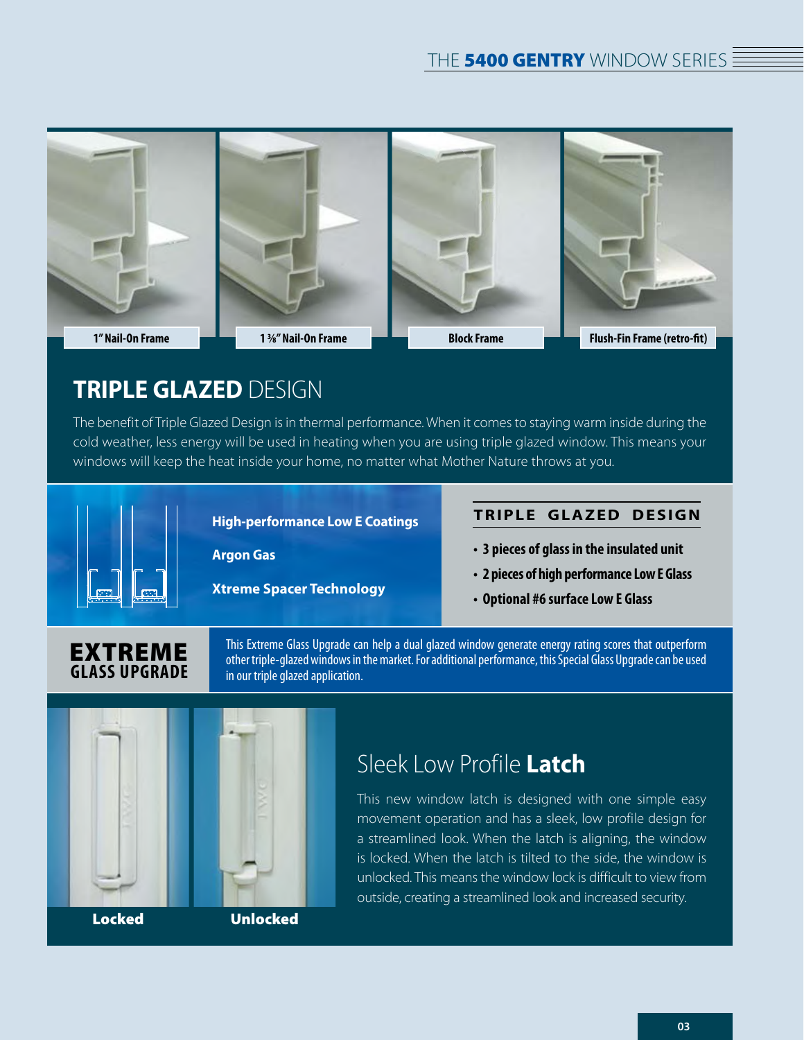1" Nail-On Frame

1 ⅜" Nail-On Frame

Block Frame

Flush-Fin Frame (retro-fit)

## **TRIPLE GLAZED** DESIGN

The benefit of Triple Glazed Design is in thermal performance. When it comes to staying warm inside during the cold weather, less energy will be used in heating when you are using triple glazed window. This means your windows will keep the heat inside your home, no matter what Mother Nature throws at you.

**High-performance Low E Coatings**

**Argon Gas**

**Xtreme Spacer Technology**

### TRIPLE GLAZED DESIGN

- **3 pieces of glass in the insulated unit**
- **2 pieces of high performance Low E Glass**
- **Optional #6 surface Low E Glass**

### EXTREME GLASS UPGRADE

This Extreme Glass Upgrade can help a dual glazed window generate energy rating scores that outperform other triple-glazed windows in the market. For additional performance, this Special Glass Upgrade can be used in our triple glazed application.

**Locked**

**Unlocked**

## Sleek Low Profile **Latch**

This new window latch is designed with one simple easy movement operation and has a sleek, low profile design for a streamlined look. When the latch is aligning, the window is locked. When the latch is tilted to the side, the window is unlocked. This means the window lock is difficult to view from outside, creating a streamlined look and increased security.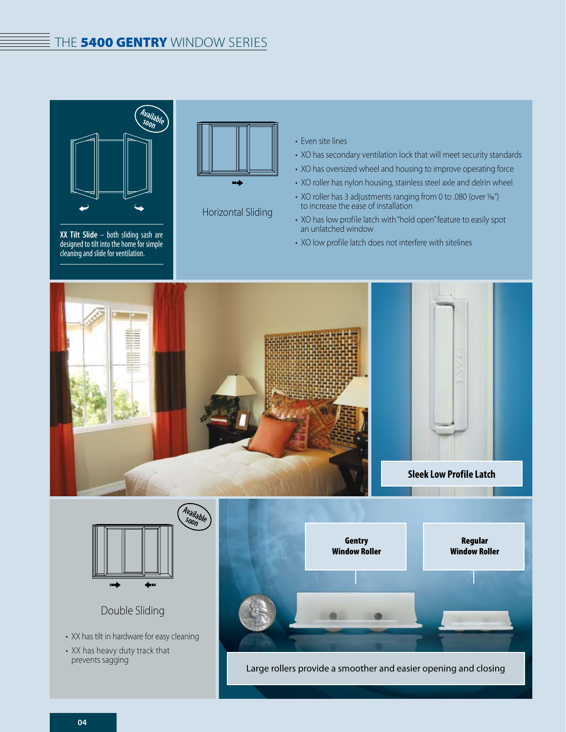# THE **5400 GENTRY** WINDOW SERIES

*Available soon*

**XX Tilt Slide** – both sliding sash are designed to tilt into the home for simple cleaning and slide for ventilation.

## Horizontal Sliding

- Even site lines
- XO has secondary ventilation lock that will meet security standards
- XO has oversized wheel and housing to improve operating force
- XO roller has nylon housing, stainless steel axle and delrin wheel
- XO roller has 3 adjustments ranging from 0 to .080 (over 1⁄16") to increase the ease of installation
- XO has low profile latch with "hold open" feature to easily spot an unlatched window
- XO low profile latch does not interfere with sitelines

**Sleek Low Profile Latch**

*Available soon*

## Double Sliding

- XX has tilt in hardware for easy cleaning
- XX has heavy duty track that prevents sagging

**Gentry Window Roller**

**Regular Window Roller**

Large rollers provide a smoother and easier opening and closing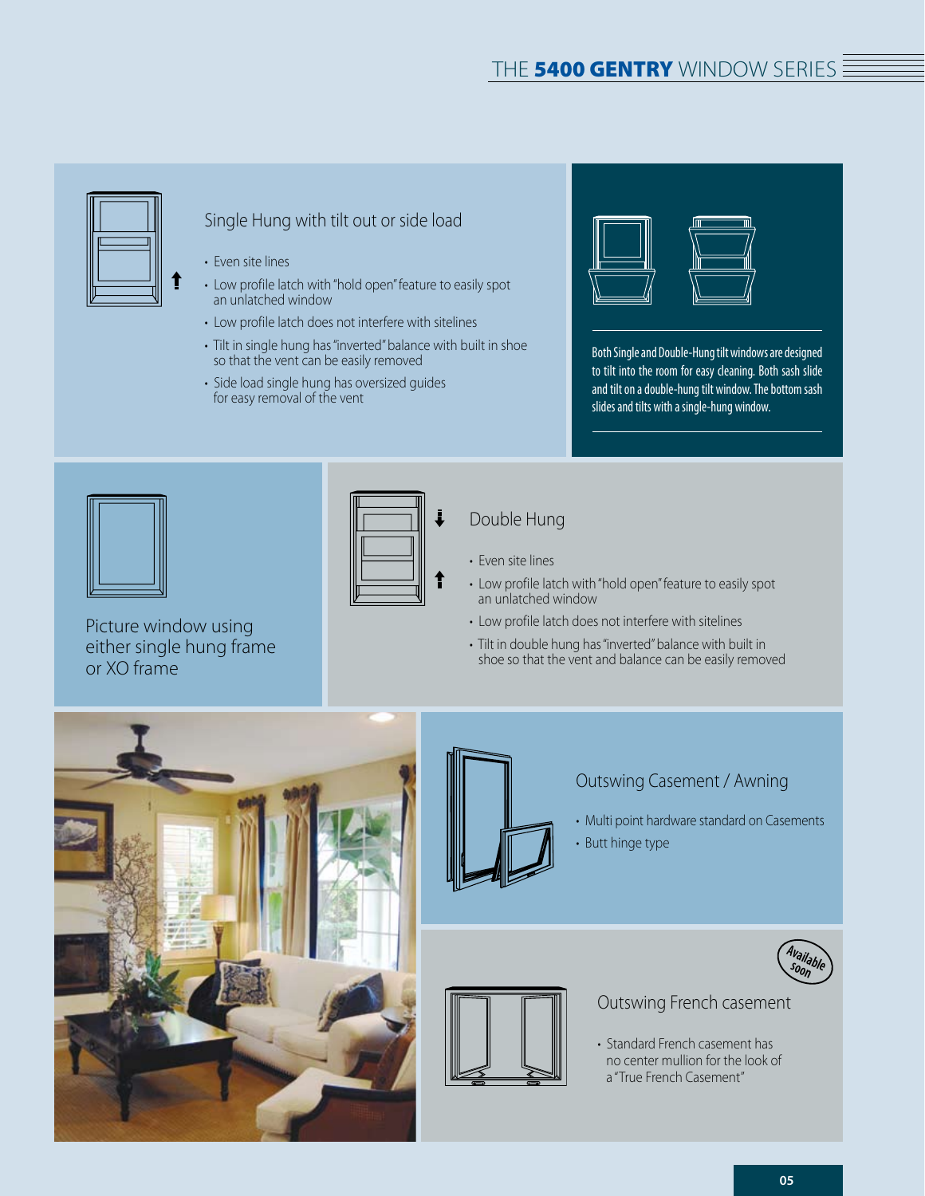## Single Hung with tilt out or side load

- Even site lines
- Low profile latch with "hold open" feature to easily spot an unlatched window
- Low profile latch does not interfere with sitelines
- Tilt in single hung has "inverted" balance with built in shoe so that the vent can be easily removed
- Side load single hung has oversized guides for easy removal of the vent

Both Single and Double-Hung tilt windows are designed to tilt into the room for easy cleaning. Both sash slide and tilt on a double-hung tilt window. The bottom sash slides and tilts with a single-hung window.

## Picture window using either single hung frame or XO frame

## Double Hung

- Even site lines
- Low profile latch with "hold open" feature to easily spot an unlatched window
- Low profile latch does not interfere with sitelines
- Tilt in double hung has "inverted" balance with built in shoe so that the vent and balance can be easily removed

## Outswing Casement / Awning

- Multi point hardware standard on Casements
- Butt hinge type

## Outswing French casement

*Available soon*

- Standard French casement has no center mullion for the look of a "True French Casement"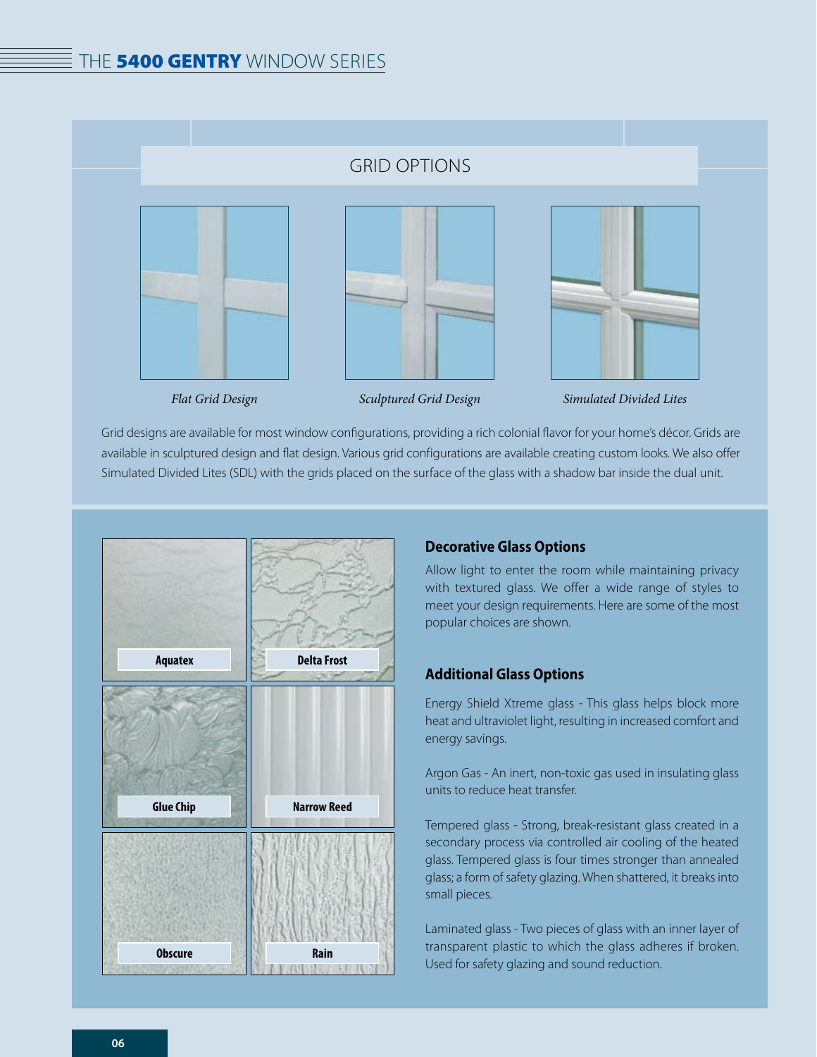# THE **5400 GENTRY** WINDOW SERIES

## GRID OPTIONS

*Flat Grid Design*

*Sculptured Grid Design*

*Simulated Divided Lites*

Grid designs are available for most window configurations, providing a rich colonial flavor for your home's décor. Grids are available in sculptured design and flat design. Various grid configurations are available creating custom looks. We also offer Simulated Divided Lites (SDL) with the grids placed on the surface of the glass with a shadow bar inside the dual unit.

**Aquatex**

**Delta Frost**

**Glue Chip**

**Narrow Reed**

**Obscure**

**Rain**

### Decorative Glass Options

Allow light to enter the room while maintaining privacy with textured glass. We offer a wide range of styles to meet your design requirements. Here are some of the most popular choices are shown.

### Additional Glass Options

Energy Shield Xtreme glass - This glass helps block more heat and ultraviolet light, resulting in increased comfort and energy savings.

Argon Gas - An inert, non-toxic gas used in insulating glass units to reduce heat transfer.

Tempered glass - Strong, break-resistant glass created in a secondary process via controlled air cooling of the heated glass. Tempered glass is four times stronger than annealed glass; a form of safety glazing. When shattered, it breaks into small pieces.

Laminated glass - Two pieces of glass with an inner layer of transparent plastic to which the glass adheres if broken. Used for safety glazing and sound reduction.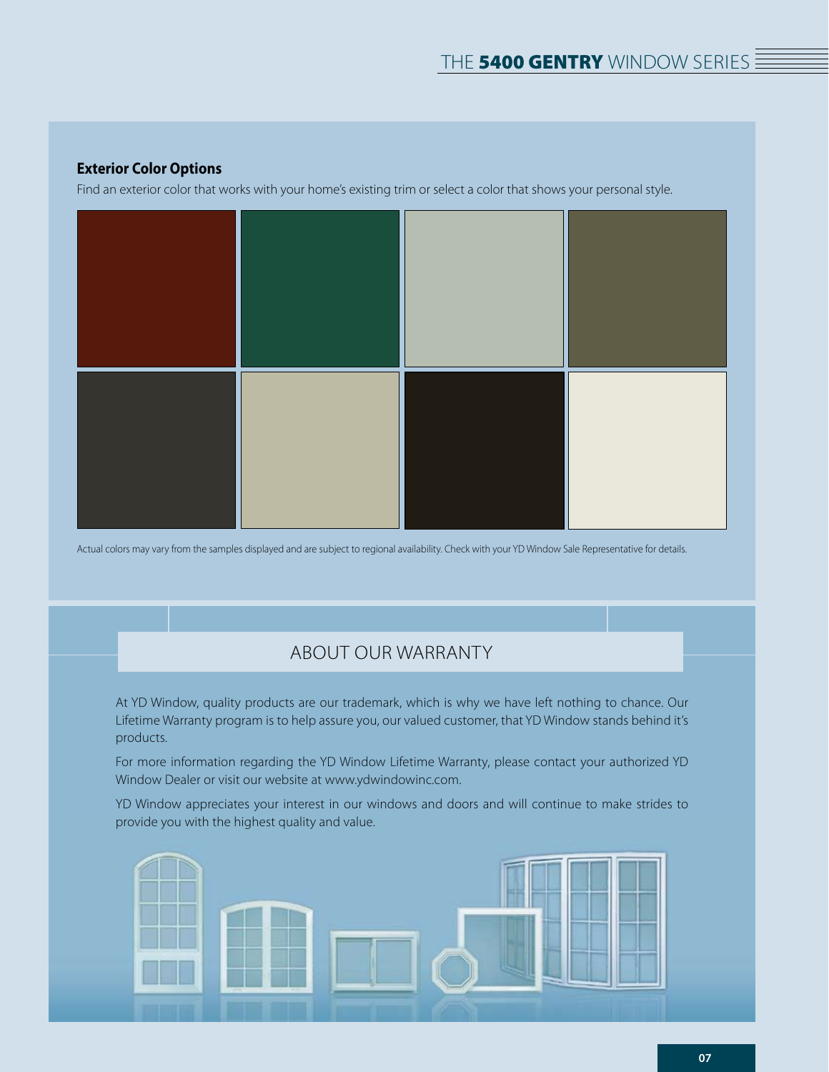### Exterior Color Options

Find an exterior color that works with your home's existing trim or select a color that shows your personal style.

Actual colors may vary from the samples displayed and are subject to regional availability. Check with your YD Window Sale Representative for details.

## ABOUT OUR WARRANTY

At YD Window, quality products are our trademark, which is why we have left nothing to chance. Our Lifetime Warranty program is to help assure you, our valued customer, that YD Window stands behind it's products.

For more information regarding the YD Window Lifetime Warranty, please contact your authorized YD Window Dealer or visit our website at www.ydwindowinc.com.

YD Window appreciates your interest in our windows and doors and will continue to make strides to provide you with the highest quality and value.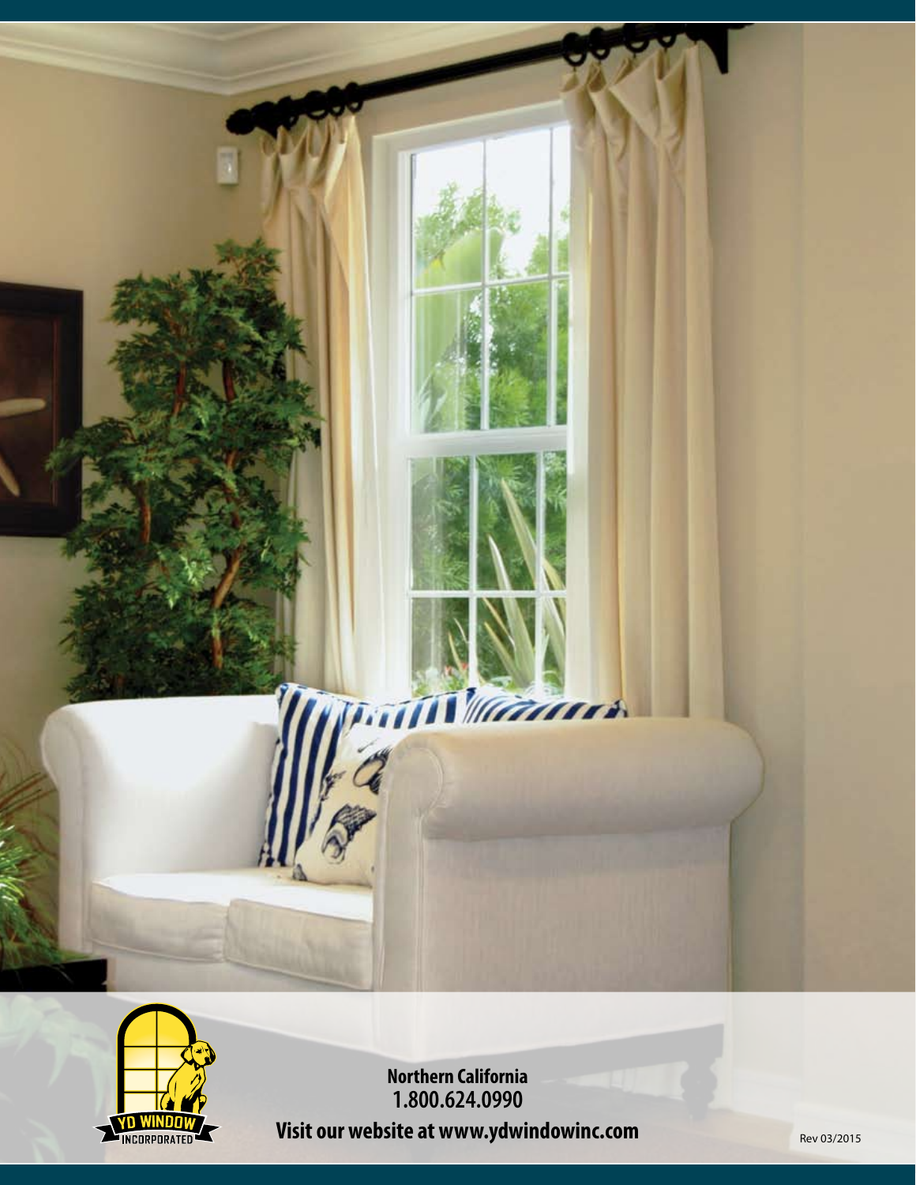**Northern California**
**1.800.624.0990**

**Visit our website at www.ydwindowinc.com**

Rev 03/2015